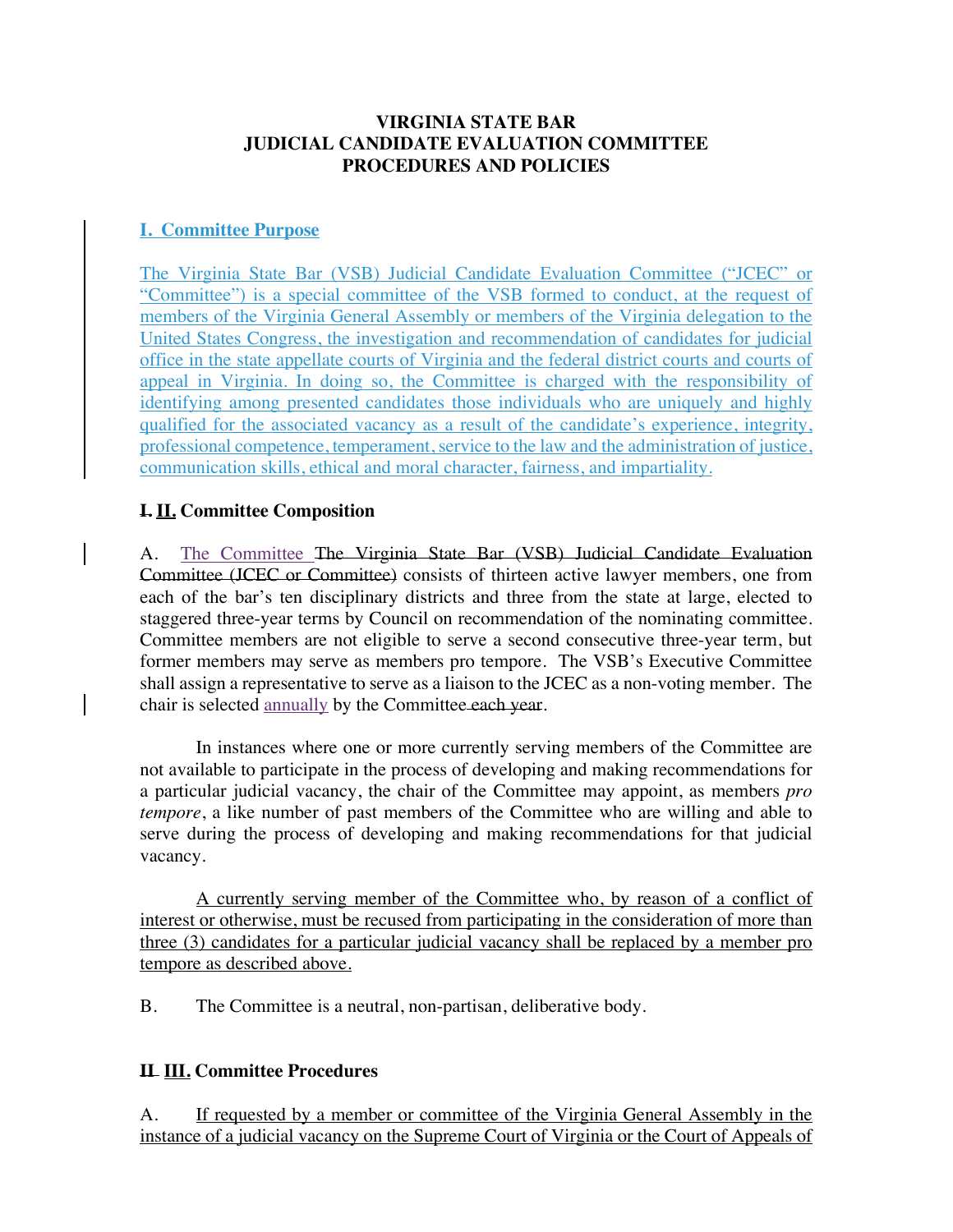**VIRGINIA STATE BAR**
**JUDICIAL CANDIDATE EVALUATION COMMITTEE**
**PROCEDURES AND POLICIES**

## I. Committee Purpose

The Virginia State Bar (VSB) Judicial Candidate Evaluation Committee ("JCEC" or "Committee") is a special committee of the VSB formed to conduct, at the request of members of the Virginia General Assembly or members of the Virginia delegation to the United States Congress, the investigation and recommendation of candidates for judicial office in the state appellate courts of Virginia and the federal district courts and courts of appeal in Virginia. In doing so, the Committee is charged with the responsibility of identifying among presented candidates those individuals who are uniquely and highly qualified for the associated vacancy as a result of the candidate's experience, integrity, professional competence, temperament, service to the law and the administration of justice, communication skills, ethical and moral character, fairness, and impartiality.

## ~~I.~~ II. Committee Composition

A. The Committee ~~The Virginia State Bar (VSB) Judicial Candidate Evaluation Committee (JCEC or Committee)~~ consists of thirteen active lawyer members, one from each of the bar's ten disciplinary districts and three from the state at large, elected to staggered three-year terms by Council on recommendation of the nominating committee. Committee members are not eligible to serve a second consecutive three-year term, but former members may serve as members pro tempore. The VSB's Executive Committee shall assign a representative to serve as a liaison to the JCEC as a non-voting member. The chair is selected annually by the Committee ~~each year~~.

In instances where one or more currently serving members of the Committee are not available to participate in the process of developing and making recommendations for a particular judicial vacancy, the chair of the Committee may appoint, as members *pro tempore*, a like number of past members of the Committee who are willing and able to serve during the process of developing and making recommendations for that judicial vacancy.

A currently serving member of the Committee who, by reason of a conflict of interest or otherwise, must be recused from participating in the consideration of more than three (3) candidates for a particular judicial vacancy shall be replaced by a member pro tempore as described above.

B. The Committee is a neutral, non-partisan, deliberative body.

## ~~II~~ III. Committee Procedures

A. If requested by a member or committee of the Virginia General Assembly in the instance of a judicial vacancy on the Supreme Court of Virginia or the Court of Appeals of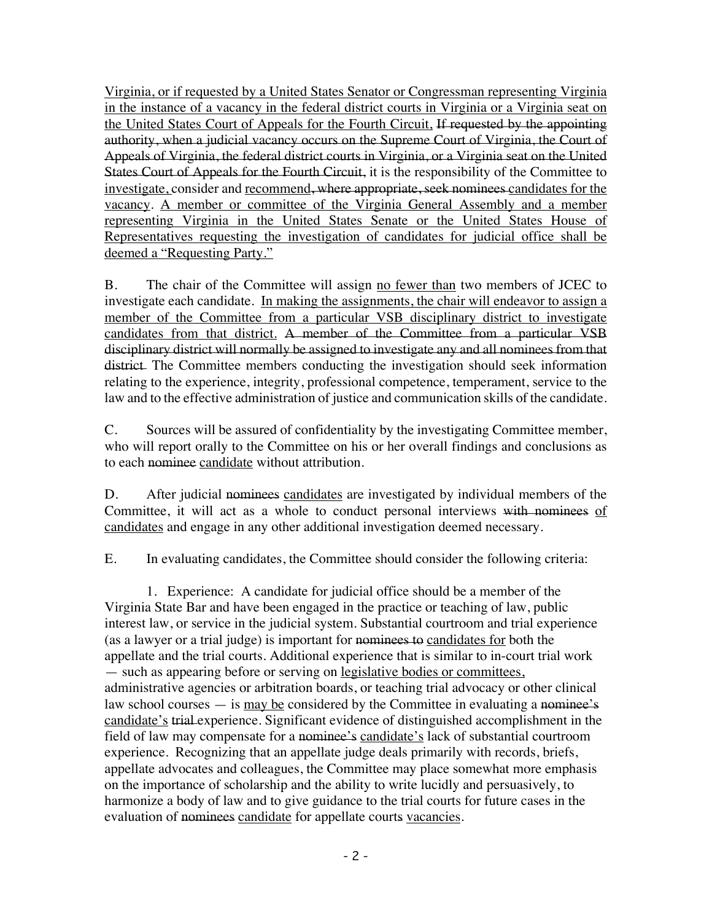<u>Virginia, or if requested by a United States Senator or Congressman representing Virginia in the instance of a vacancy in the federal district courts in Virginia or a Virginia seat on the United States Court of Appeals for the Fourth Circuit,</u> ~~If requested by the appointing authority, when a judicial vacancy occurs on the Supreme Court of Virginia, the Court of Appeals of Virginia, the federal district courts in Virginia, or a Virginia seat on the United States Court of Appeals for the Fourth Circuit,~~ it is the responsibility of the Committee to <u>investigate,</u> consider and <u>recommend</u>~~, where appropriate, seek nominees~~ <u>candidates for the vacancy</u>. <u>A member or committee of the Virginia General Assembly and a member representing Virginia in the United States Senate or the United States House of Representatives requesting the investigation of candidates for judicial office shall be deemed a "Requesting Party."</u>

B. The chair of the Committee will assign <u>no fewer than</u> two members of JCEC to investigate each candidate. <u>In making the assignments, the chair will endeavor to assign a member of the Committee from a particular VSB disciplinary district to investigate candidates from that district.</u> ~~A member of the Committee from a particular VSB disciplinary district will normally be assigned to investigate any and all nominees from that district~~ The Committee members conducting the investigation should seek information relating to the experience, integrity, professional competence, temperament, service to the law and to the effective administration of justice and communication skills of the candidate.

C. Sources will be assured of confidentiality by the investigating Committee member, who will report orally to the Committee on his or her overall findings and conclusions as to each ~~nominee~~ <u>candidate</u> without attribution.

D. After judicial ~~nominees~~ <u>candidates</u> are investigated by individual members of the Committee, it will act as a whole to conduct personal interviews ~~with nominees~~ <u>of candidates</u> and engage in any other additional investigation deemed necessary.

E. In evaluating candidates, the Committee should consider the following criteria:

1. Experience: A candidate for judicial office should be a member of the Virginia State Bar and have been engaged in the practice or teaching of law, public interest law, or service in the judicial system. Substantial courtroom and trial experience (as a lawyer or a trial judge) is important for ~~nominees to~~ <u>candidates for</u> both the appellate and the trial courts. Additional experience that is similar to in-court trial work — such as appearing before or serving on <u>legislative bodies or committees,</u> administrative agencies or arbitration boards, or teaching trial advocacy or other clinical law school courses — ~~is~~ <u>may be</u> considered by the Committee in evaluating a ~~nominee's~~ <u>candidate's</u> ~~trial~~ experience. Significant evidence of distinguished accomplishment in the field of law may compensate for a ~~nominee's~~ <u>candidate's</u> lack of substantial courtroom experience. Recognizing that an appellate judge deals primarily with records, briefs, appellate advocates and colleagues, the Committee may place somewhat more emphasis on the importance of scholarship and the ability to write lucidly and persuasively, to harmonize a body of law and to give guidance to the trial courts for future cases in the evaluation of ~~nominees~~ <u>candidate</u> for appellate court~~s~~ <u>vacancies</u>.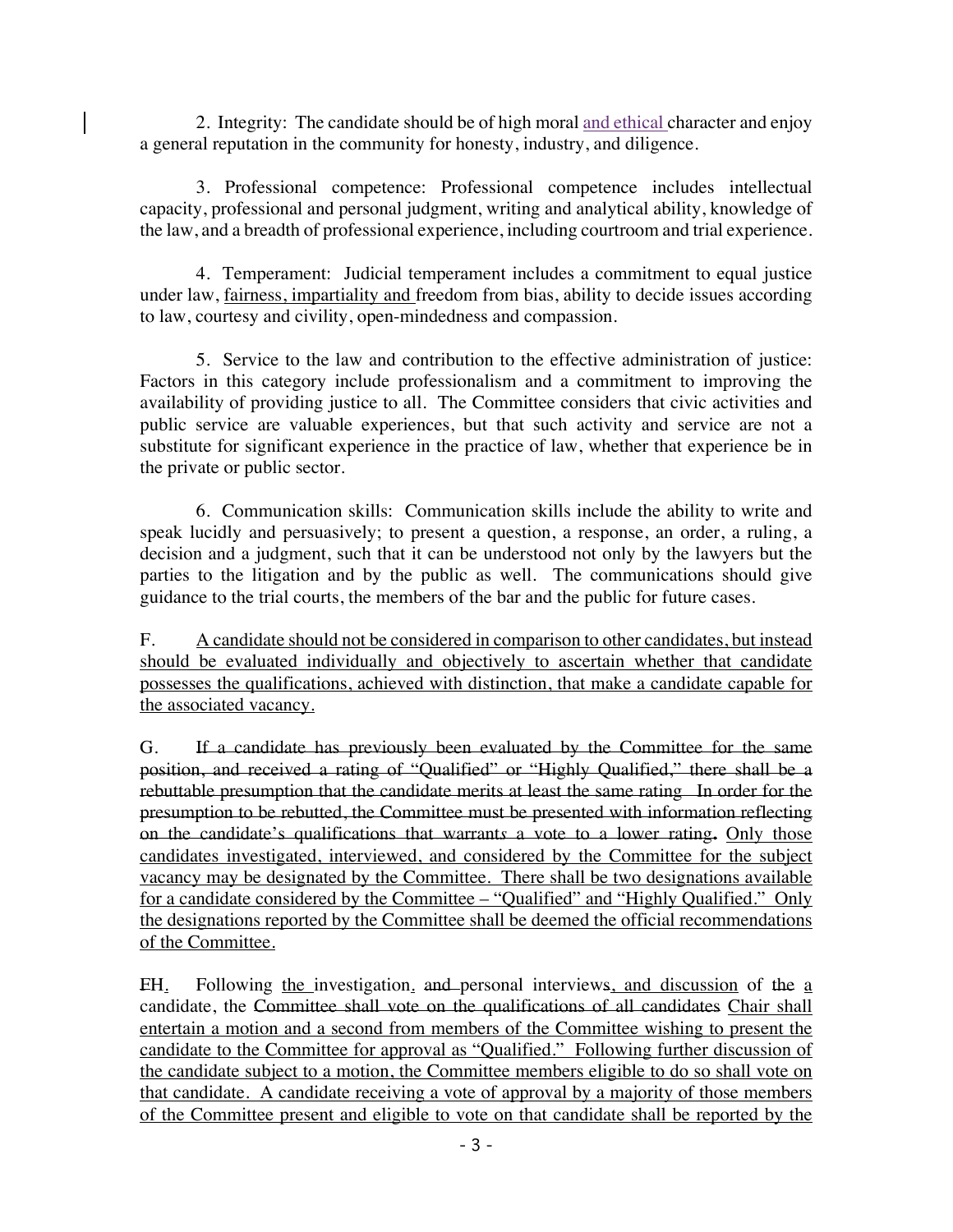2. Integrity: The candidate should be of high moral and ethical character and enjoy a general reputation in the community for honesty, industry, and diligence.

3. Professional competence: Professional competence includes intellectual capacity, professional and personal judgment, writing and analytical ability, knowledge of the law, and a breadth of professional experience, including courtroom and trial experience.

4. Temperament: Judicial temperament includes a commitment to equal justice under law, fairness, impartiality and freedom from bias, ability to decide issues according to law, courtesy and civility, open-mindedness and compassion.

5. Service to the law and contribution to the effective administration of justice: Factors in this category include professionalism and a commitment to improving the availability of providing justice to all. The Committee considers that civic activities and public service are valuable experiences, but that such activity and service are not a substitute for significant experience in the practice of law, whether that experience be in the private or public sector.

6. Communication skills: Communication skills include the ability to write and speak lucidly and persuasively; to present a question, a response, an order, a ruling, a decision and a judgment, such that it can be understood not only by the lawyers but the parties to the litigation and by the public as well. The communications should give guidance to the trial courts, the members of the bar and the public for future cases.

F. A candidate should not be considered in comparison to other candidates, but instead should be evaluated individually and objectively to ascertain whether that candidate possesses the qualifications, achieved with distinction, that make a candidate capable for the associated vacancy.

G. ~~If a candidate has previously been evaluated by the Committee for the same position, and received a rating of "Qualified" or "Highly Qualified," there shall be a rebuttable presumption that the candidate merits at least the same rating In order for the presumption to be rebutted, the Committee must be presented with information reflecting on the candidate's qualifications that warrants a vote to a lower rating.~~ Only those candidates investigated, interviewed, and considered by the Committee for the subject vacancy may be designated by the Committee. There shall be two designations available for a candidate considered by the Committee – "Qualified" and "Highly Qualified." Only the designations reported by the Committee shall be deemed the official recommendations of the Committee.

~~F~~H. Following the investigation, ~~and~~ personal interviews, and discussion of ~~the~~ a candidate, the ~~Committee shall vote on the qualifications of all candidates~~ Chair shall entertain a motion and a second from members of the Committee wishing to present the candidate to the Committee for approval as "Qualified." Following further discussion of the candidate subject to a motion, the Committee members eligible to do so shall vote on that candidate. A candidate receiving a vote of approval by a majority of those members of the Committee present and eligible to vote on that candidate shall be reported by the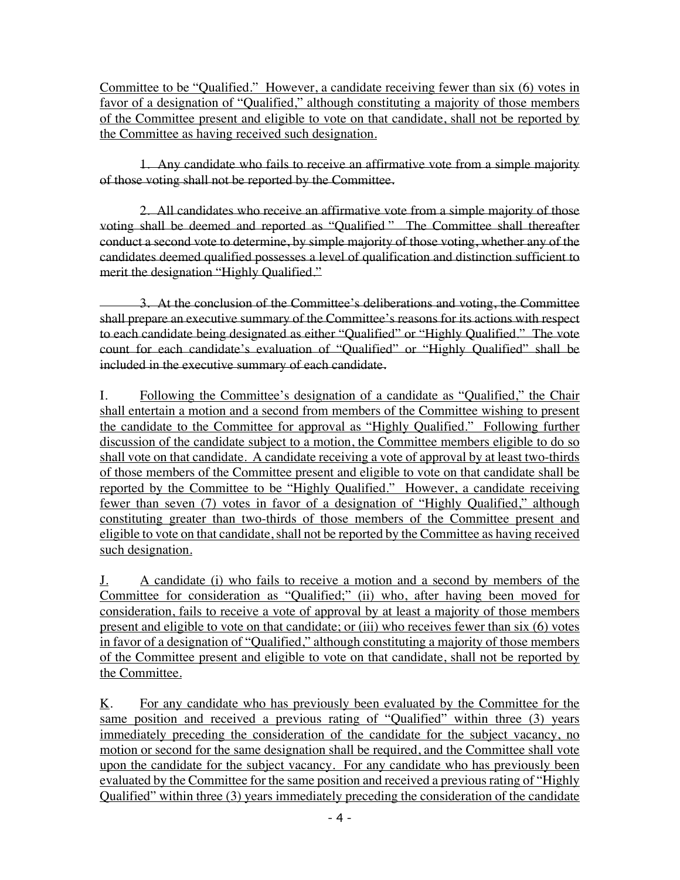Committee to be "Qualified." However, a candidate receiving fewer than six (6) votes in favor of a designation of "Qualified," although constituting a majority of those members of the Committee present and eligible to vote on that candidate, shall not be reported by the Committee as having received such designation.

~~1. Any candidate who fails to receive an affirmative vote from a simple majority of those voting shall not be reported by the Committee.~~

~~2. All candidates who receive an affirmative vote from a simple majority of those voting shall be deemed and reported as "Qualified." The Committee shall thereafter conduct a second vote to determine, by simple majority of those voting, whether any of the candidates deemed qualified possesses a level of qualification and distinction sufficient to merit the designation "Highly Qualified."~~

~~3. At the conclusion of the Committee's deliberations and voting, the Committee shall prepare an executive summary of the Committee's reasons for its actions with respect to each candidate being designated as either "Qualified" or "Highly Qualified." The vote count for each candidate's evaluation of "Qualified" or "Highly Qualified" shall be included in the executive summary of each candidate.~~

I. Following the Committee's designation of a candidate as "Qualified," the Chair shall entertain a motion and a second from members of the Committee wishing to present the candidate to the Committee for approval as "Highly Qualified." Following further discussion of the candidate subject to a motion, the Committee members eligible to do so shall vote on that candidate. A candidate receiving a vote of approval by at least two-thirds of those members of the Committee present and eligible to vote on that candidate shall be reported by the Committee to be "Highly Qualified." However, a candidate receiving fewer than seven (7) votes in favor of a designation of "Highly Qualified," although constituting greater than two-thirds of those members of the Committee present and eligible to vote on that candidate, shall not be reported by the Committee as having received such designation.

J. A candidate (i) who fails to receive a motion and a second by members of the Committee for consideration as "Qualified;" (ii) who, after having been moved for consideration, fails to receive a vote of approval by at least a majority of those members present and eligible to vote on that candidate; or (iii) who receives fewer than six (6) votes in favor of a designation of "Qualified," although constituting a majority of those members of the Committee present and eligible to vote on that candidate, shall not be reported by the Committee.

K. For any candidate who has previously been evaluated by the Committee for the same position and received a previous rating of "Qualified" within three (3) years immediately preceding the consideration of the candidate for the subject vacancy, no motion or second for the same designation shall be required, and the Committee shall vote upon the candidate for the subject vacancy. For any candidate who has previously been evaluated by the Committee for the same position and received a previous rating of "Highly Qualified" within three (3) years immediately preceding the consideration of the candidate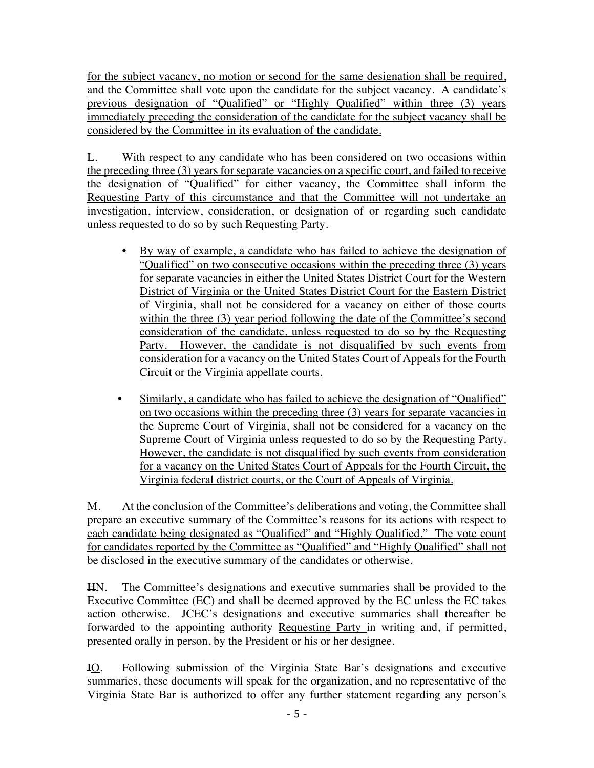for the subject vacancy, no motion or second for the same designation shall be required, and the Committee shall vote upon the candidate for the subject vacancy. A candidate's previous designation of "Qualified" or "Highly Qualified" within three (3) years immediately preceding the consideration of the candidate for the subject vacancy shall be considered by the Committee in its evaluation of the candidate.

L. With respect to any candidate who has been considered on two occasions within the preceding three (3) years for separate vacancies on a specific court, and failed to receive the designation of "Qualified" for either vacancy, the Committee shall inform the Requesting Party of this circumstance and that the Committee will not undertake an investigation, interview, consideration, or designation of or regarding such candidate unless requested to do so by such Requesting Party.

- By way of example, a candidate who has failed to achieve the designation of "Qualified" on two consecutive occasions within the preceding three (3) years for separate vacancies in either the United States District Court for the Western District of Virginia or the United States District Court for the Eastern District of Virginia, shall not be considered for a vacancy on either of those courts within the three (3) year period following the date of the Committee's second consideration of the candidate, unless requested to do so by the Requesting Party. However, the candidate is not disqualified by such events from consideration for a vacancy on the United States Court of Appeals for the Fourth Circuit or the Virginia appellate courts.

- Similarly, a candidate who has failed to achieve the designation of "Qualified" on two occasions within the preceding three (3) years for separate vacancies in the Supreme Court of Virginia, shall not be considered for a vacancy on the Supreme Court of Virginia unless requested to do so by the Requesting Party. However, the candidate is not disqualified by such events from consideration for a vacancy on the United States Court of Appeals for the Fourth Circuit, the Virginia federal district courts, or the Court of Appeals of Virginia.

M. At the conclusion of the Committee's deliberations and voting, the Committee shall prepare an executive summary of the Committee's reasons for its actions with respect to each candidate being designated as "Qualified" and "Highly Qualified." The vote count for candidates reported by the Committee as "Qualified" and "Highly Qualified" shall not be disclosed in the executive summary of the candidates or otherwise.

~~H~~N. The Committee's designations and executive summaries shall be provided to the Executive Committee (EC) and shall be deemed approved by the EC unless the EC takes action otherwise. JCEC's designations and executive summaries shall thereafter be forwarded to the ~~appointing authority~~ Requesting Party in writing and, if permitted, presented orally in person, by the President or his or her designee.

~~I~~O. Following submission of the Virginia State Bar's designations and executive summaries, these documents will speak for the organization, and no representative of the Virginia State Bar is authorized to offer any further statement regarding any person's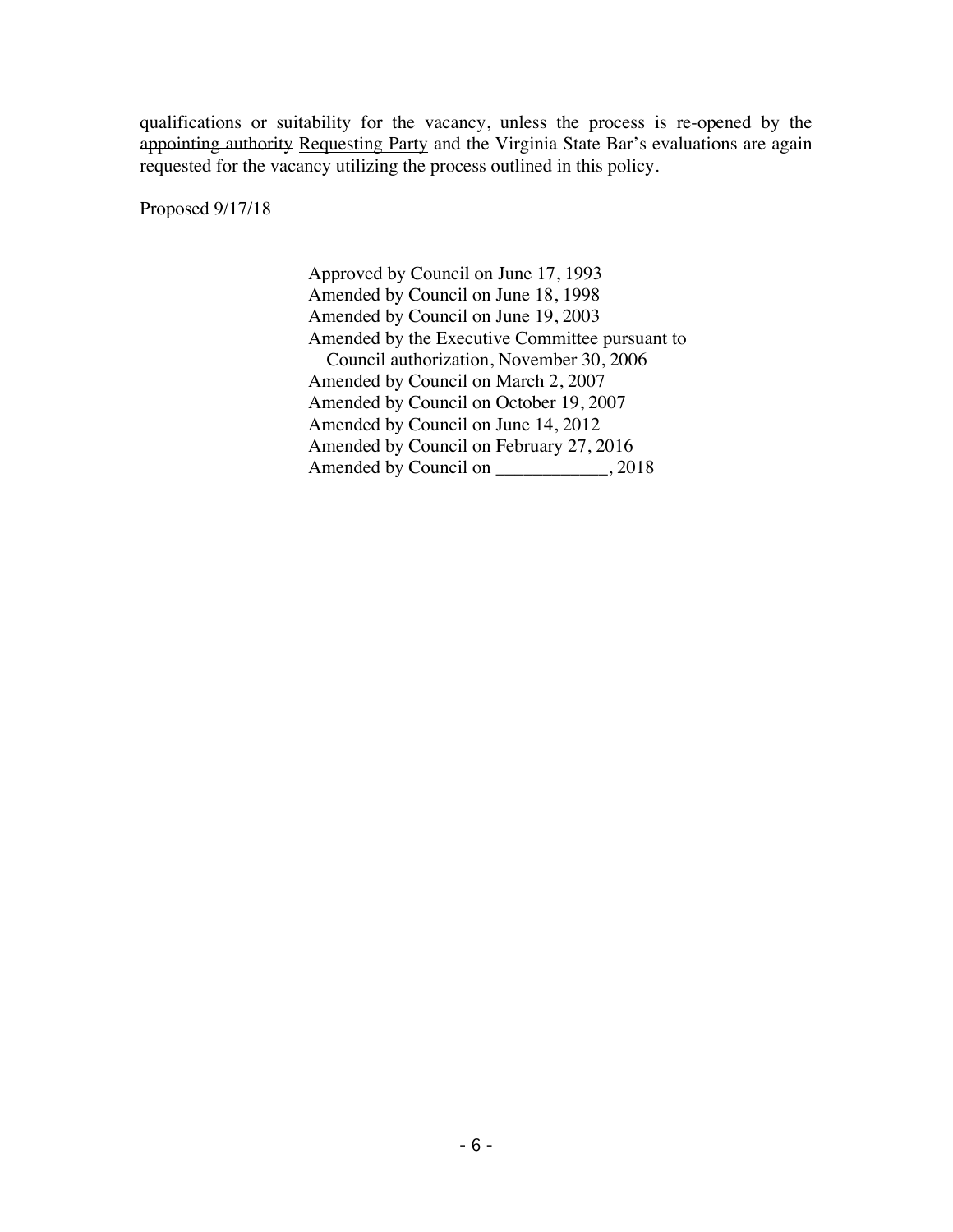qualifications or suitability for the vacancy, unless the process is re-opened by the ~~appointing authority~~ <u>Requesting Party</u> and the Virginia State Bar's evaluations are again requested for the vacancy utilizing the process outlined in this policy.

Proposed 9/17/18

Approved by Council on June 17, 1993
Amended by Council on June 18, 1998
Amended by Council on June 19, 2003
Amended by the Executive Committee pursuant to
Council authorization, November 30, 2006
Amended by Council on March 2, 2007
Amended by Council on October 19, 2007
Amended by Council on June 14, 2012
Amended by Council on February 27, 2016
Amended by Council on ____________, 2018